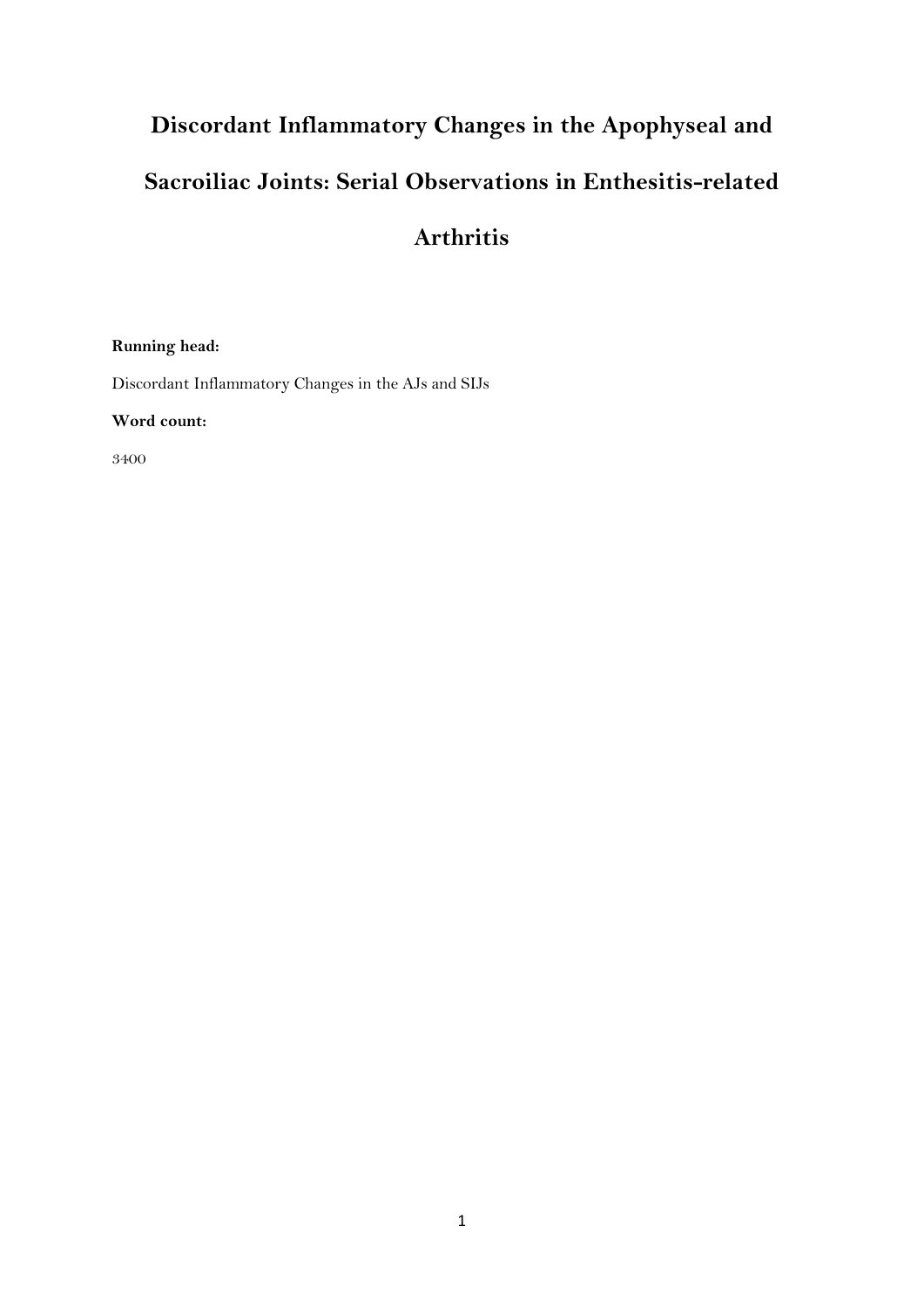# Discordant Inflammatory Changes in the Apophyseal and Sacroiliac Joints: Serial Observations in Enthesitis-related Arthritis

**Running head:**

Discordant Inflammatory Changes in the AJs and SIJs

**Word count:**

3400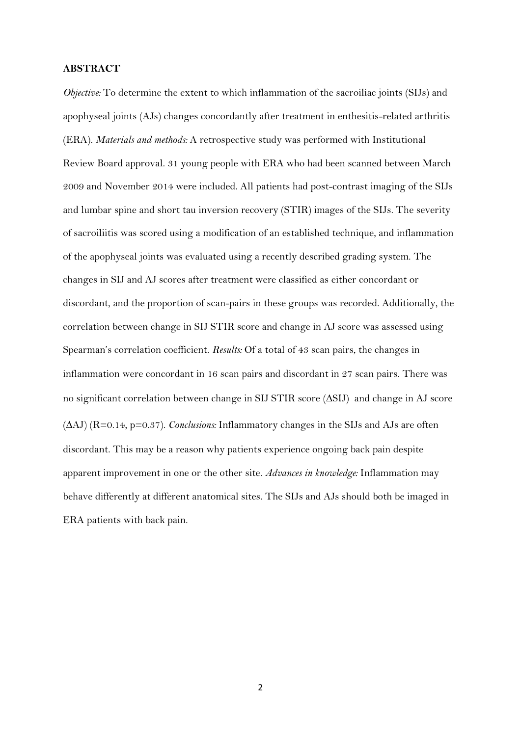**ABSTRACT**

*Objective:* To determine the extent to which inflammation of the sacroiliac joints (SIJs) and apophyseal joints (AJs) changes concordantly after treatment in enthesitis-related arthritis (ERA). *Materials and methods:* A retrospective study was performed with Institutional Review Board approval. 31 young people with ERA who had been scanned between March 2009 and November 2014 were included. All patients had post-contrast imaging of the SIJs and lumbar spine and short tau inversion recovery (STIR) images of the SIJs. The severity of sacroiliitis was scored using a modification of an established technique, and inflammation of the apophyseal joints was evaluated using a recently described grading system. The changes in SIJ and AJ scores after treatment were classified as either concordant or discordant, and the proportion of scan-pairs in these groups was recorded. Additionally, the correlation between change in SIJ STIR score and change in AJ score was assessed using Spearman's correlation coefficient. *Results:* Of a total of 43 scan pairs, the changes in inflammation were concordant in 16 scan pairs and discordant in 27 scan pairs. There was no significant correlation between change in SIJ STIR score (ΔSIJ) and change in AJ score (ΔAJ) ($R=0.14$, $p=0.37$). *Conclusions:* Inflammatory changes in the SIJs and AJs are often discordant. This may be a reason why patients experience ongoing back pain despite apparent improvement in one or the other site. *Advances in knowledge:* Inflammation may behave differently at different anatomical sites. The SIJs and AJs should both be imaged in ERA patients with back pain.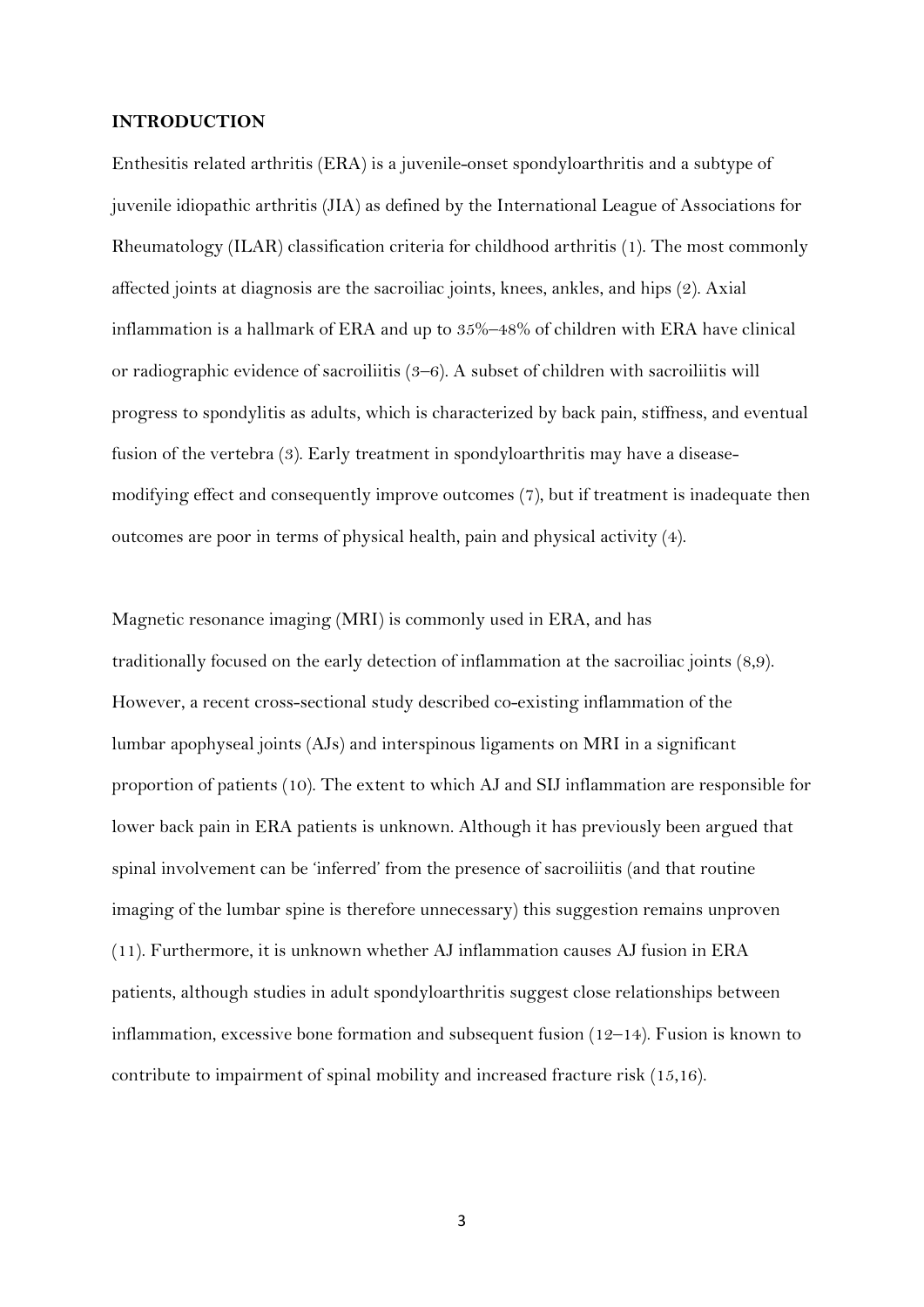## INTRODUCTION

Enthesitis related arthritis (ERA) is a juvenile-onset spondyloarthritis and a subtype of juvenile idiopathic arthritis (JIA) as defined by the International League of Associations for Rheumatology (ILAR) classification criteria for childhood arthritis (1). The most commonly affected joints at diagnosis are the sacroiliac joints, knees, ankles, and hips (2). Axial inflammation is a hallmark of ERA and up to 35%–48% of children with ERA have clinical or radiographic evidence of sacroiliitis (3–6). A subset of children with sacroiliitis will progress to spondylitis as adults, which is characterized by back pain, stiffness, and eventual fusion of the vertebra (3). Early treatment in spondyloarthritis may have a disease-modifying effect and consequently improve outcomes (7), but if treatment is inadequate then outcomes are poor in terms of physical health, pain and physical activity (4).

Magnetic resonance imaging (MRI) is commonly used in ERA, and has traditionally focused on the early detection of inflammation at the sacroiliac joints (8,9). However, a recent cross-sectional study described co-existing inflammation of the lumbar apophyseal joints (AJs) and interspinous ligaments on MRI in a significant proportion of patients (10). The extent to which AJ and SIJ inflammation are responsible for lower back pain in ERA patients is unknown. Although it has previously been argued that spinal involvement can be 'inferred' from the presence of sacroiliitis (and that routine imaging of the lumbar spine is therefore unnecessary) this suggestion remains unproven (11). Furthermore, it is unknown whether AJ inflammation causes AJ fusion in ERA patients, although studies in adult spondyloarthritis suggest close relationships between inflammation, excessive bone formation and subsequent fusion (12–14). Fusion is known to contribute to impairment of spinal mobility and increased fracture risk (15,16).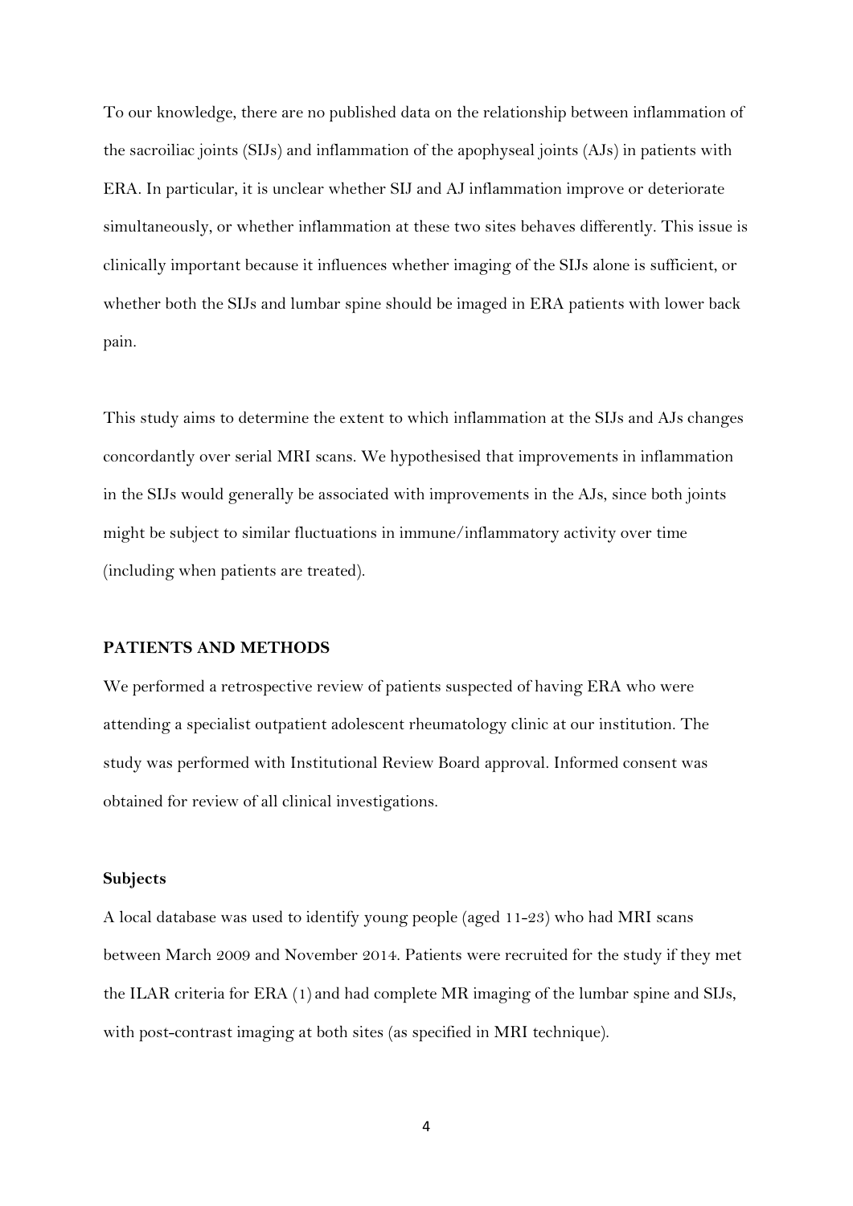To our knowledge, there are no published data on the relationship between inflammation of the sacroiliac joints (SIJs) and inflammation of the apophyseal joints (AJs) in patients with ERA. In particular, it is unclear whether SIJ and AJ inflammation improve or deteriorate simultaneously, or whether inflammation at these two sites behaves differently. This issue is clinically important because it influences whether imaging of the SIJs alone is sufficient, or whether both the SIJs and lumbar spine should be imaged in ERA patients with lower back pain.

This study aims to determine the extent to which inflammation at the SIJs and AJs changes concordantly over serial MRI scans. We hypothesised that improvements in inflammation in the SIJs would generally be associated with improvements in the AJs, since both joints might be subject to similar fluctuations in immune/inflammatory activity over time (including when patients are treated).

## PATIENTS AND METHODS

We performed a retrospective review of patients suspected of having ERA who were attending a specialist outpatient adolescent rheumatology clinic at our institution. The study was performed with Institutional Review Board approval. Informed consent was obtained for review of all clinical investigations.

### Subjects

A local database was used to identify young people (aged 11-23) who had MRI scans between March 2009 and November 2014. Patients were recruited for the study if they met the ILAR criteria for ERA (1) and had complete MR imaging of the lumbar spine and SIJs, with post-contrast imaging at both sites (as specified in MRI technique).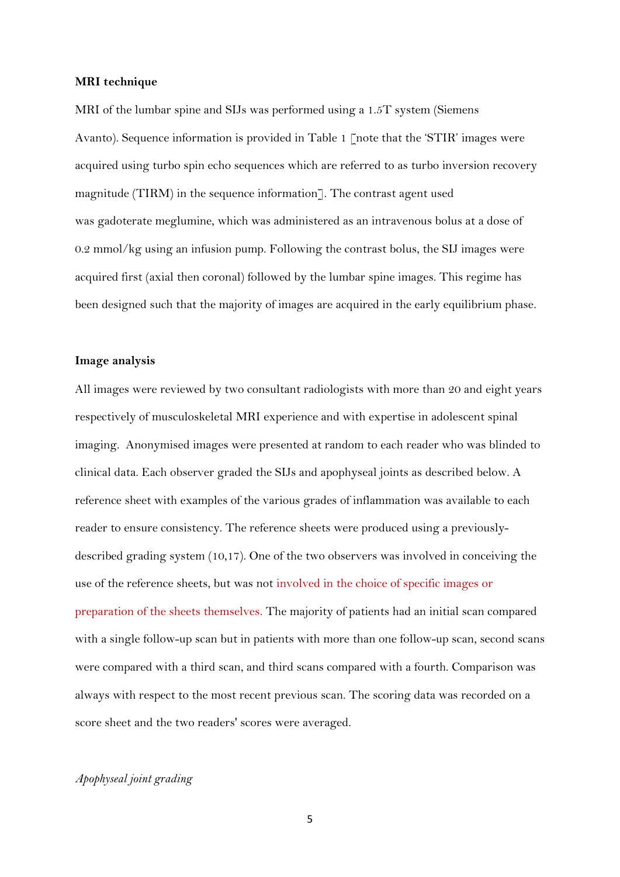**MRI technique**

MRI of the lumbar spine and SIJs was performed using a 1.5T system (Siemens Avanto). Sequence information is provided in Table 1 [note that the 'STIR' images were acquired using turbo spin echo sequences which are referred to as turbo inversion recovery magnitude (TIRM) in the sequence information]. The contrast agent used was gadoterate meglumine, which was administered as an intravenous bolus at a dose of 0.2 mmol/kg using an infusion pump. Following the contrast bolus, the SIJ images were acquired first (axial then coronal) followed by the lumbar spine images. This regime has been designed such that the majority of images are acquired in the early equilibrium phase.

**Image analysis**

All images were reviewed by two consultant radiologists with more than 20 and eight years respectively of musculoskeletal MRI experience and with expertise in adolescent spinal imaging. Anonymised images were presented at random to each reader who was blinded to clinical data. Each observer graded the SIJs and apophyseal joints as described below. A reference sheet with examples of the various grades of inflammation was available to each reader to ensure consistency. The reference sheets were produced using a previously-described grading system (10,17). One of the two observers was involved in conceiving the use of the reference sheets, but was not involved in the choice of specific images or preparation of the sheets themselves. The majority of patients had an initial scan compared with a single follow-up scan but in patients with more than one follow-up scan, second scans were compared with a third scan, and third scans compared with a fourth. Comparison was always with respect to the most recent previous scan. The scoring data was recorded on a score sheet and the two readers' scores were averaged.

*Apophyseal joint grading*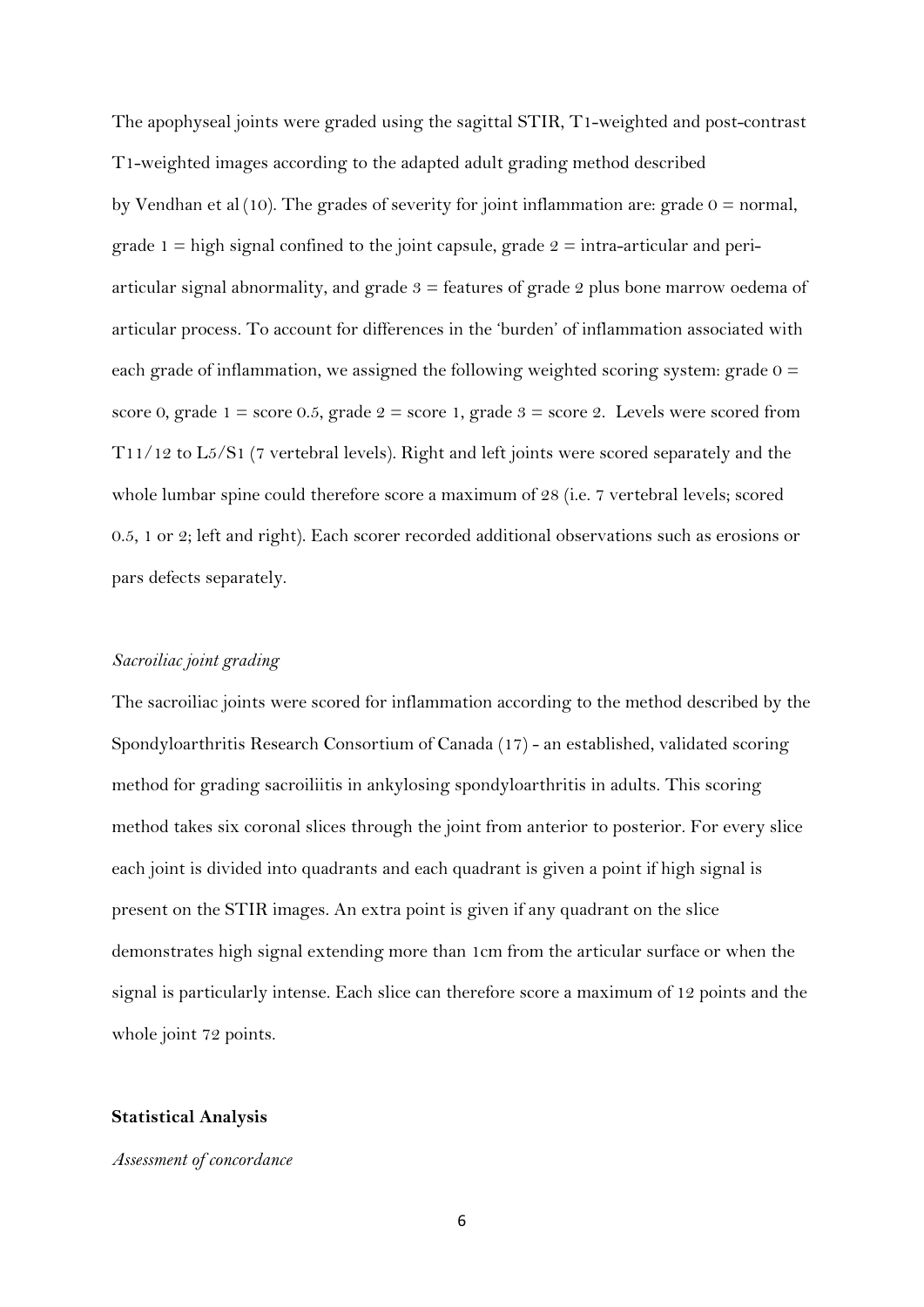The apophyseal joints were graded using the sagittal STIR, T1-weighted and post-contrast T1-weighted images according to the adapted adult grading method described by Vendhan et al (10). The grades of severity for joint inflammation are: grade 0 = normal, grade 1 = high signal confined to the joint capsule, grade 2 = intra-articular and peri-articular signal abnormality, and grade 3 = features of grade 2 plus bone marrow oedema of articular process. To account for differences in the 'burden' of inflammation associated with each grade of inflammation, we assigned the following weighted scoring system: grade 0 = score 0, grade 1 = score 0.5, grade 2 = score 1, grade 3 = score 2. Levels were scored from T11/12 to L5/S1 (7 vertebral levels). Right and left joints were scored separately and the whole lumbar spine could therefore score a maximum of 28 (i.e. 7 vertebral levels; scored 0.5, 1 or 2; left and right). Each scorer recorded additional observations such as erosions or pars defects separately.

*Sacroiliac joint grading*

The sacroiliac joints were scored for inflammation according to the method described by the Spondyloarthritis Research Consortium of Canada (17) - an established, validated scoring method for grading sacroiliitis in ankylosing spondyloarthritis in adults. This scoring method takes six coronal slices through the joint from anterior to posterior. For every slice each joint is divided into quadrants and each quadrant is given a point if high signal is present on the STIR images. An extra point is given if any quadrant on the slice demonstrates high signal extending more than 1cm from the articular surface or when the signal is particularly intense. Each slice can therefore score a maximum of 12 points and the whole joint 72 points.

**Statistical Analysis**

*Assessment of concordance*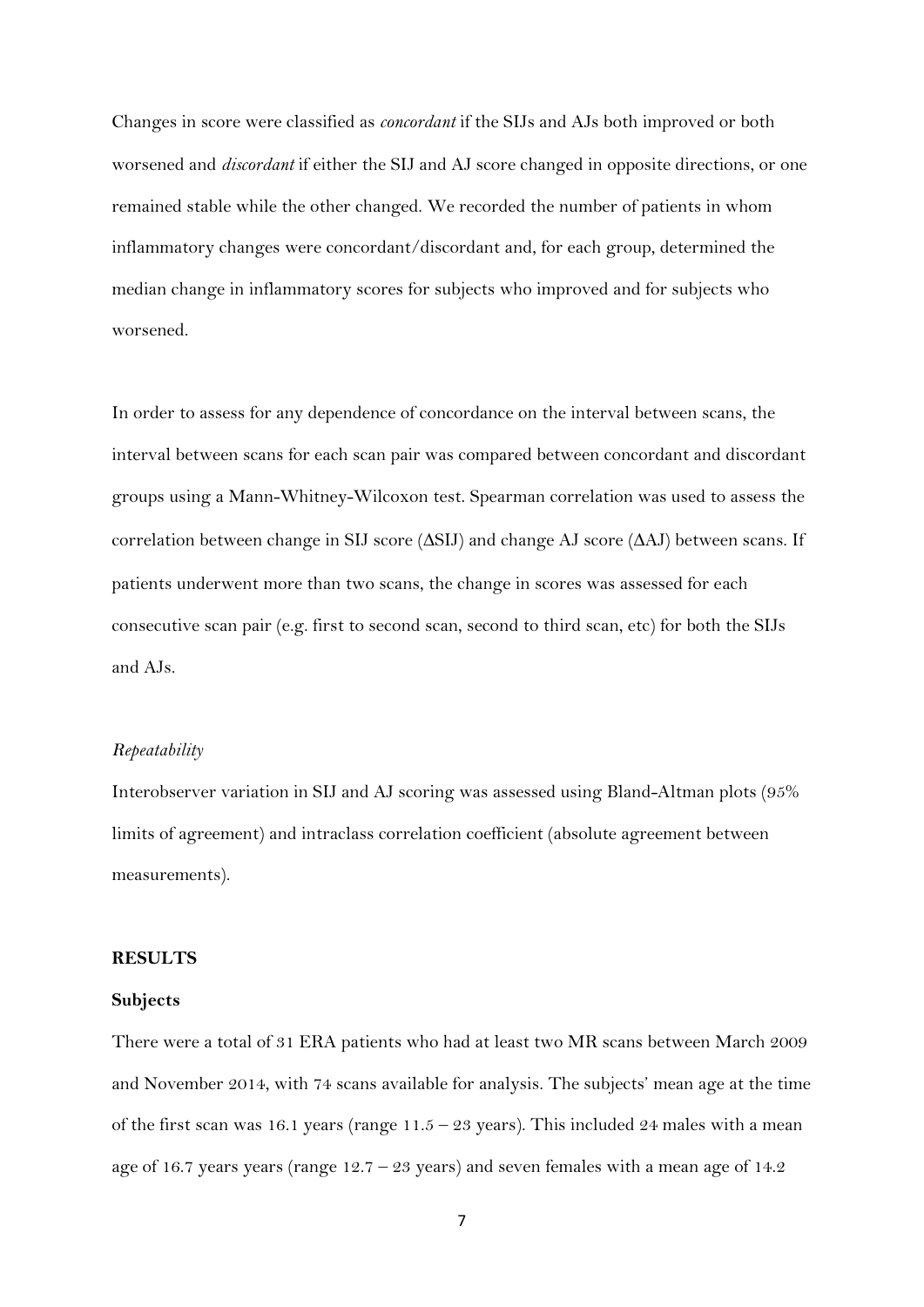Changes in score were classified as *concordant* if the SIJs and AJs both improved or both worsened and *discordant* if either the SIJ and AJ score changed in opposite directions, or one remained stable while the other changed. We recorded the number of patients in whom inflammatory changes were concordant/discordant and, for each group, determined the median change in inflammatory scores for subjects who improved and for subjects who worsened.

In order to assess for any dependence of concordance on the interval between scans, the interval between scans for each scan pair was compared between concordant and discordant groups using a Mann-Whitney-Wilcoxon test. Spearman correlation was used to assess the correlation between change in SIJ score (ΔSIJ) and change AJ score (ΔAJ) between scans. If patients underwent more than two scans, the change in scores was assessed for each consecutive scan pair (e.g. first to second scan, second to third scan, etc) for both the SIJs and AJs.

*Repeatability*

Interobserver variation in SIJ and AJ scoring was assessed using Bland-Altman plots (95% limits of agreement) and intraclass correlation coefficient (absolute agreement between measurements).

## RESULTS

### Subjects

There were a total of 31 ERA patients who had at least two MR scans between March 2009 and November 2014, with 74 scans available for analysis. The subjects' mean age at the time of the first scan was 16.1 years (range 11.5 – 23 years). This included 24 males with a mean age of 16.7 years years (range 12.7 – 23 years) and seven females with a mean age of 14.2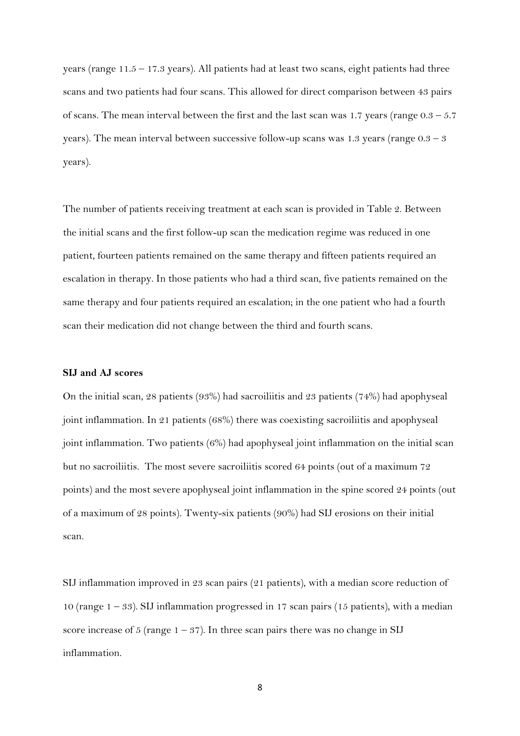years (range 11.5 – 17.3 years). All patients had at least two scans, eight patients had three scans and two patients had four scans. This allowed for direct comparison between 43 pairs of scans. The mean interval between the first and the last scan was 1.7 years (range 0.3 – 5.7 years). The mean interval between successive follow-up scans was 1.3 years (range 0.3 – 3 years).

The number of patients receiving treatment at each scan is provided in Table 2. Between the initial scans and the first follow-up scan the medication regime was reduced in one patient, fourteen patients remained on the same therapy and fifteen patients required an escalation in therapy. In those patients who had a third scan, five patients remained on the same therapy and four patients required an escalation; in the one patient who had a fourth scan their medication did not change between the third and fourth scans.

**SIJ and AJ scores**

On the initial scan, 28 patients (93%) had sacroiliitis and 23 patients (74%) had apophyseal joint inflammation. In 21 patients (68%) there was coexisting sacroiliitis and apophyseal joint inflammation. Two patients (6%) had apophyseal joint inflammation on the initial scan but no sacroiliitis. The most severe sacroiliitis scored 64 points (out of a maximum 72 points) and the most severe apophyseal joint inflammation in the spine scored 24 points (out of a maximum of 28 points). Twenty-six patients (90%) had SIJ erosions on their initial scan.

SIJ inflammation improved in 23 scan pairs (21 patients), with a median score reduction of 10 (range 1 – 33). SIJ inflammation progressed in 17 scan pairs (15 patients), with a median score increase of 5 (range 1 – 37). In three scan pairs there was no change in SIJ inflammation.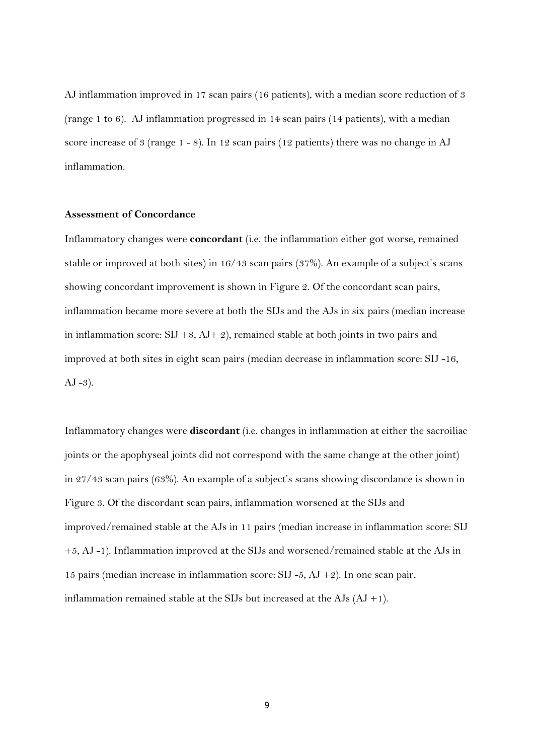AJ inflammation improved in 17 scan pairs (16 patients), with a median score reduction of 3 (range 1 to 6). AJ inflammation progressed in 14 scan pairs (14 patients), with a median score increase of 3 (range 1 - 8). In 12 scan pairs (12 patients) there was no change in AJ inflammation.

### Assessment of Concordance

Inflammatory changes were **concordant** (i.e. the inflammation either got worse, remained stable or improved at both sites) in 16/43 scan pairs (37%). An example of a subject's scans showing concordant improvement is shown in Figure 2. Of the concordant scan pairs, inflammation became more severe at both the SIJs and the AJs in six pairs (median increase in inflammation score: SIJ +8, AJ+ 2), remained stable at both joints in two pairs and improved at both sites in eight scan pairs (median decrease in inflammation score: SIJ -16, AJ -3).

Inflammatory changes were **discordant** (i.e. changes in inflammation at either the sacroiliac joints or the apophyseal joints did not correspond with the same change at the other joint) in 27/43 scan pairs (63%). An example of a subject's scans showing discordance is shown in Figure 3. Of the discordant scan pairs, inflammation worsened at the SIJs and improved/remained stable at the AJs in 11 pairs (median increase in inflammation score: SIJ +5, AJ -1). Inflammation improved at the SIJs and worsened/remained stable at the AJs in 15 pairs (median increase in inflammation score: SIJ -5, AJ +2). In one scan pair, inflammation remained stable at the SIJs but increased at the AJs (AJ +1).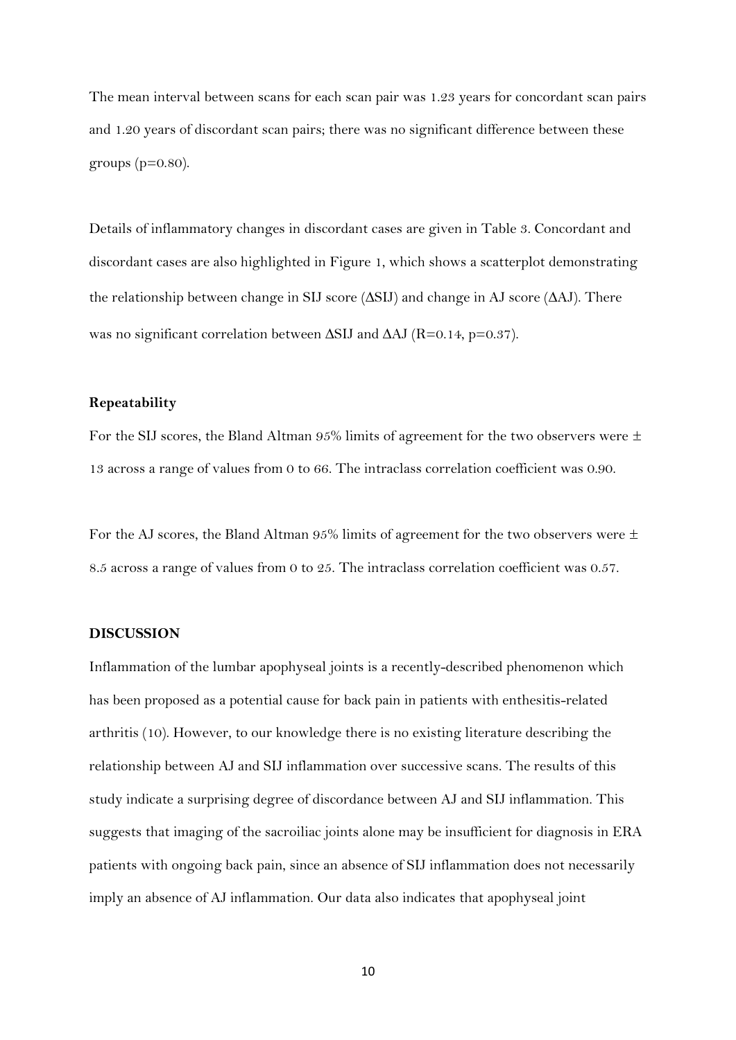The mean interval between scans for each scan pair was 1.23 years for concordant scan pairs and 1.20 years of discordant scan pairs; there was no significant difference between these groups ($p=0.80$).

Details of inflammatory changes in discordant cases are given in Table 3. Concordant and discordant cases are also highlighted in Figure 1, which shows a scatterplot demonstrating the relationship between change in SIJ score ($\Delta$SIJ) and change in AJ score ($\Delta$AJ). There was no significant correlation between $\Delta$SIJ and $\Delta$AJ ($R=0.14$, $p=0.37$).

### Repeatability

For the SIJ scores, the Bland Altman 95% limits of agreement for the two observers were $\pm$ 13 across a range of values from 0 to 66. The intraclass correlation coefficient was 0.90.

For the AJ scores, the Bland Altman 95% limits of agreement for the two observers were $\pm$ 8.5 across a range of values from 0 to 25. The intraclass correlation coefficient was 0.57.

## DISCUSSION

Inflammation of the lumbar apophyseal joints is a recently-described phenomenon which has been proposed as a potential cause for back pain in patients with enthesitis-related arthritis (10). However, to our knowledge there is no existing literature describing the relationship between AJ and SIJ inflammation over successive scans. The results of this study indicate a surprising degree of discordance between AJ and SIJ inflammation. This suggests that imaging of the sacroiliac joints alone may be insufficient for diagnosis in ERA patients with ongoing back pain, since an absence of SIJ inflammation does not necessarily imply an absence of AJ inflammation. Our data also indicates that apophyseal joint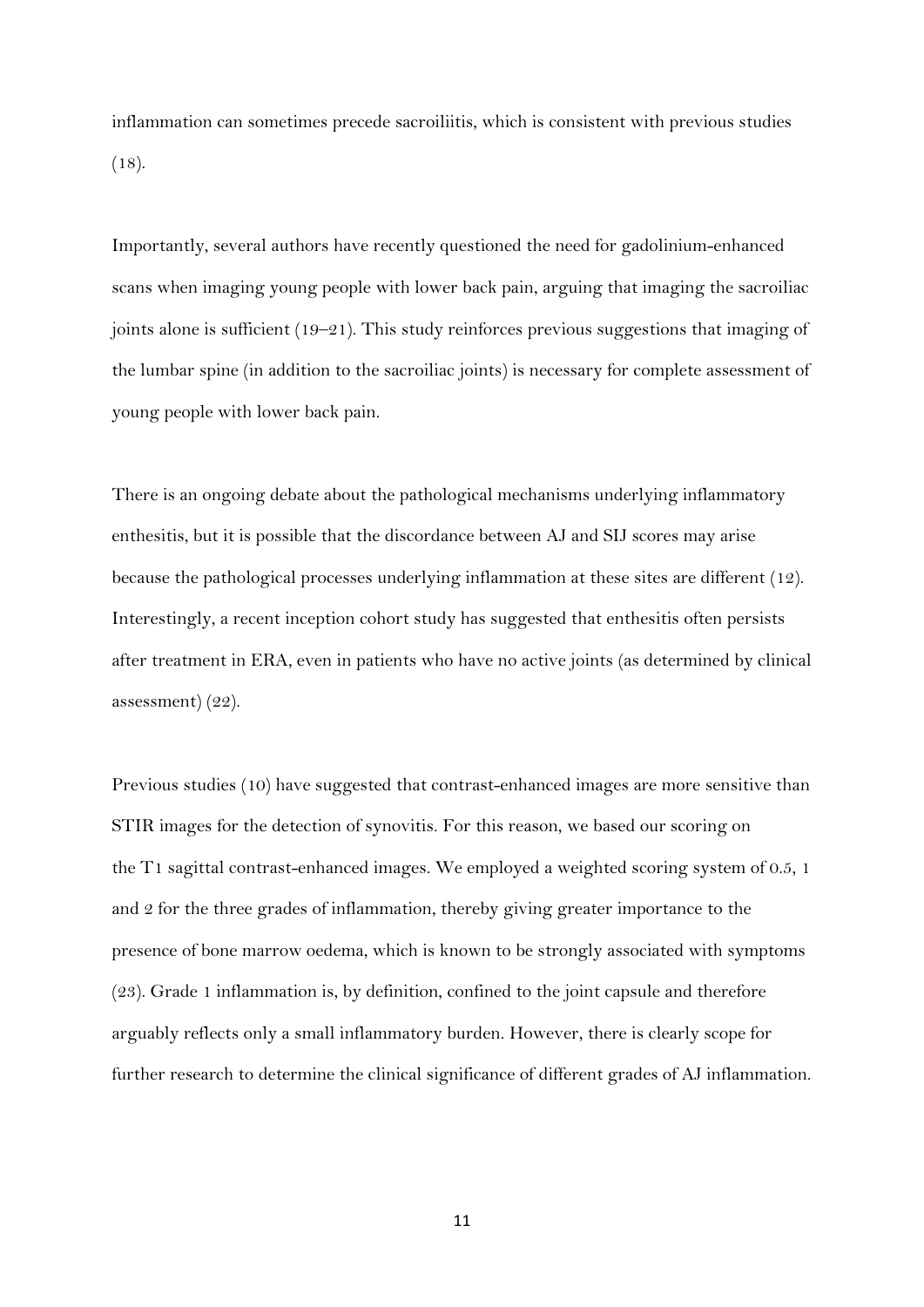inflammation can sometimes precede sacroiliitis, which is consistent with previous studies (18).

Importantly, several authors have recently questioned the need for gadolinium-enhanced scans when imaging young people with lower back pain, arguing that imaging the sacroiliac joints alone is sufficient (19–21). This study reinforces previous suggestions that imaging of the lumbar spine (in addition to the sacroiliac joints) is necessary for complete assessment of young people with lower back pain.

There is an ongoing debate about the pathological mechanisms underlying inflammatory enthesitis, but it is possible that the discordance between AJ and SIJ scores may arise because the pathological processes underlying inflammation at these sites are different (12). Interestingly, a recent inception cohort study has suggested that enthesitis often persists after treatment in ERA, even in patients who have no active joints (as determined by clinical assessment) (22).

Previous studies (10) have suggested that contrast-enhanced images are more sensitive than STIR images for the detection of synovitis. For this reason, we based our scoring on the T1 sagittal contrast-enhanced images. We employed a weighted scoring system of 0.5, 1 and 2 for the three grades of inflammation, thereby giving greater importance to the presence of bone marrow oedema, which is known to be strongly associated with symptoms (23). Grade 1 inflammation is, by definition, confined to the joint capsule and therefore arguably reflects only a small inflammatory burden. However, there is clearly scope for further research to determine the clinical significance of different grades of AJ inflammation.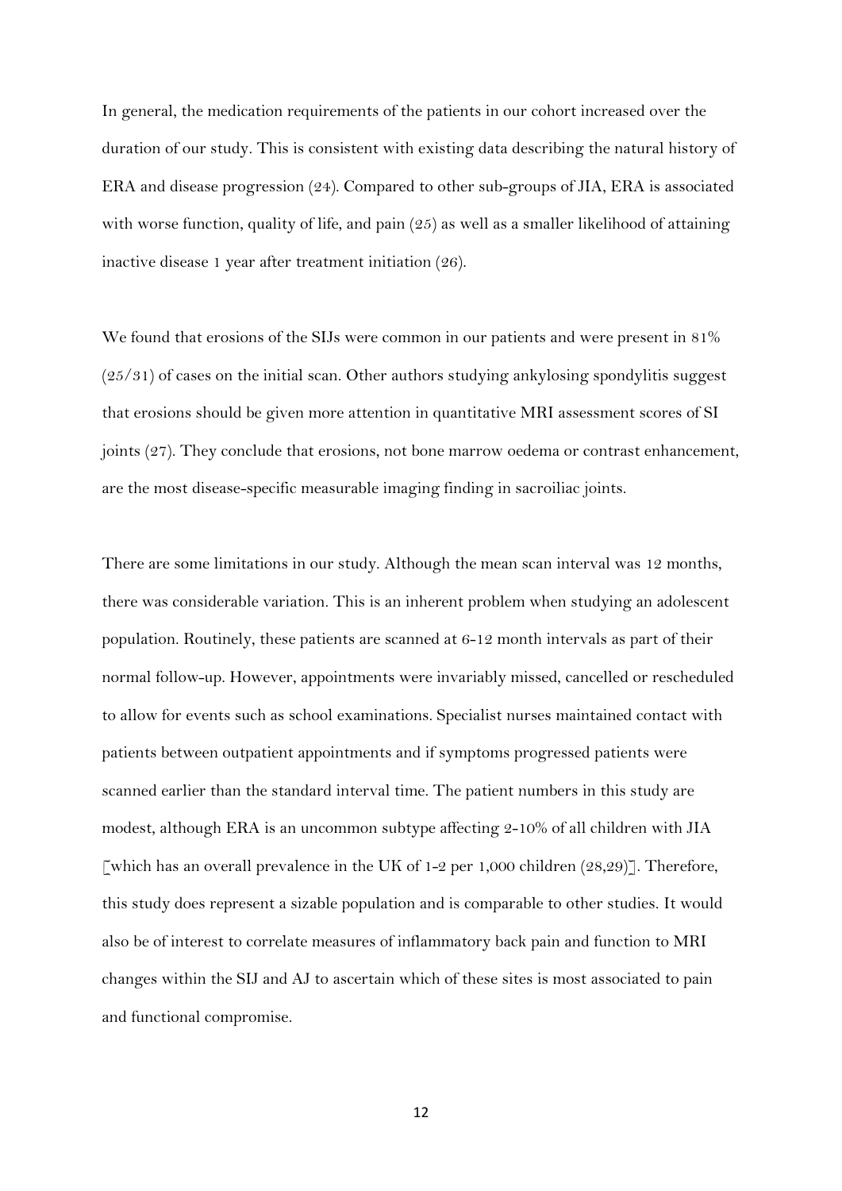In general, the medication requirements of the patients in our cohort increased over the duration of our study. This is consistent with existing data describing the natural history of ERA and disease progression (24). Compared to other sub-groups of JIA, ERA is associated with worse function, quality of life, and pain (25) as well as a smaller likelihood of attaining inactive disease 1 year after treatment initiation (26).

We found that erosions of the SIJs were common in our patients and were present in 81% (25/31) of cases on the initial scan. Other authors studying ankylosing spondylitis suggest that erosions should be given more attention in quantitative MRI assessment scores of SI joints (27). They conclude that erosions, not bone marrow oedema or contrast enhancement, are the most disease-specific measurable imaging finding in sacroiliac joints.

There are some limitations in our study. Although the mean scan interval was 12 months, there was considerable variation. This is an inherent problem when studying an adolescent population. Routinely, these patients are scanned at 6-12 month intervals as part of their normal follow-up. However, appointments were invariably missed, cancelled or rescheduled to allow for events such as school examinations. Specialist nurses maintained contact with patients between outpatient appointments and if symptoms progressed patients were scanned earlier than the standard interval time. The patient numbers in this study are modest, although ERA is an uncommon subtype affecting 2-10% of all children with JIA [which has an overall prevalence in the UK of 1-2 per 1,000 children (28,29)]. Therefore, this study does represent a sizable population and is comparable to other studies. It would also be of interest to correlate measures of inflammatory back pain and function to MRI changes within the SIJ and AJ to ascertain which of these sites is most associated to pain and functional compromise.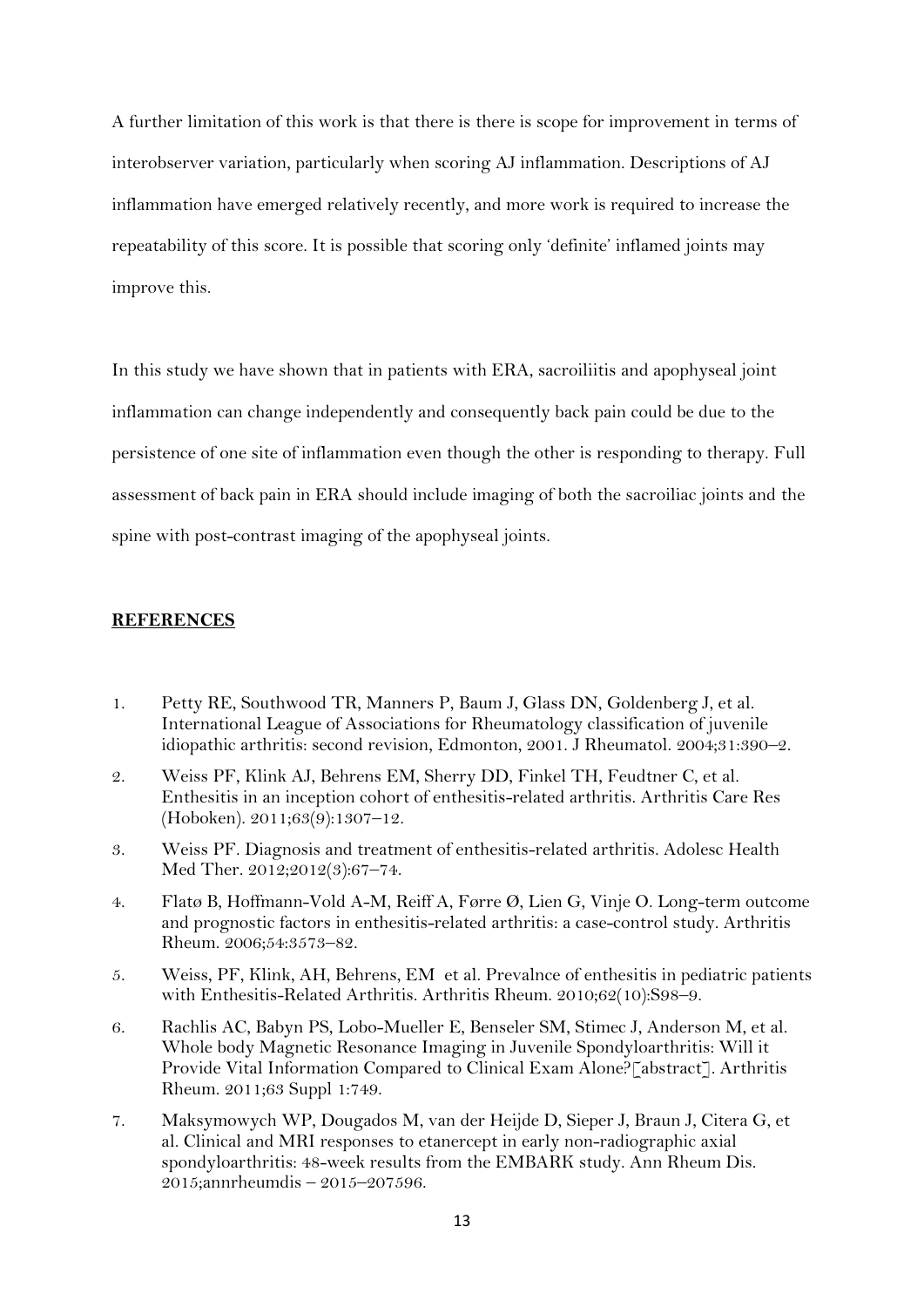A further limitation of this work is that there is there is scope for improvement in terms of interobserver variation, particularly when scoring AJ inflammation. Descriptions of AJ inflammation have emerged relatively recently, and more work is required to increase the repeatability of this score. It is possible that scoring only 'definite' inflamed joints may improve this.

In this study we have shown that in patients with ERA, sacroiliitis and apophyseal joint inflammation can change independently and consequently back pain could be due to the persistence of one site of inflammation even though the other is responding to therapy. Full assessment of back pain in ERA should include imaging of both the sacroiliac joints and the spine with post-contrast imaging of the apophyseal joints.

## REFERENCES

1. Petty RE, Southwood TR, Manners P, Baum J, Glass DN, Goldenberg J, et al. International League of Associations for Rheumatology classification of juvenile idiopathic arthritis: second revision, Edmonton, 2001. J Rheumatol. 2004;31:390–2.
2. Weiss PF, Klink AJ, Behrens EM, Sherry DD, Finkel TH, Feudtner C, et al. Enthesitis in an inception cohort of enthesitis-related arthritis. Arthritis Care Res (Hoboken). 2011;63(9):1307–12.
3. Weiss PF. Diagnosis and treatment of enthesitis-related arthritis. Adolesc Health Med Ther. 2012;2012(3):67–74.
4. Flatø B, Hoffmann-Vold A-M, Reiff A, Førre Ø, Lien G, Vinje O. Long-term outcome and prognostic factors in enthesitis-related arthritis: a case-control study. Arthritis Rheum. 2006;54:3573–82.
5. Weiss, PF, Klink, AH, Behrens, EM et al. Prevalnce of enthesitis in pediatric patients with Enthesitis-Related Arthritis. Arthritis Rheum. 2010;62(10):S98–9.
6. Rachlis AC, Babyn PS, Lobo-Mueller E, Benseler SM, Stimec J, Anderson M, et al. Whole body Magnetic Resonance Imaging in Juvenile Spondyloarthritis: Will it Provide Vital Information Compared to Clinical Exam Alone?[abstract]. Arthritis Rheum. 2011;63 Suppl 1:749.
7. Maksymowych WP, Dougados M, van der Heijde D, Sieper J, Braun J, Citera G, et al. Clinical and MRI responses to etanercept in early non-radiographic axial spondyloarthritis: 48-week results from the EMBARK study. Ann Rheum Dis. 2015;annrheumdis – 2015–207596.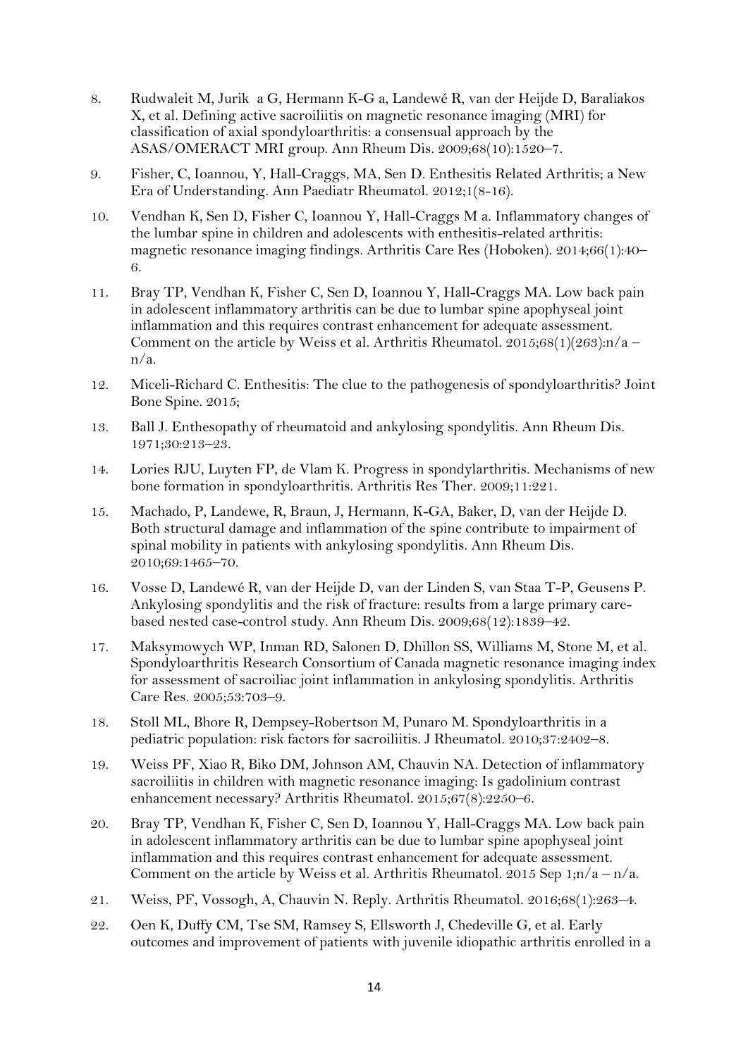8. Rudwaleit M, Jurik a G, Hermann K-G a, Landewé R, van der Heijde D, Baraliakos X, et al. Defining active sacroiliitis on magnetic resonance imaging (MRI) for classification of axial spondyloarthritis: a consensual approach by the ASAS/OMERACT MRI group. Ann Rheum Dis. 2009;68(10):1520–7.
9. Fisher, C, Ioannou, Y, Hall-Craggs, MA, Sen D. Enthesitis Related Arthritis; a New Era of Understanding. Ann Paediatr Rheumatol. 2012;1(8-16).
10. Vendhan K, Sen D, Fisher C, Ioannou Y, Hall-Craggs M a. Inflammatory changes of the lumbar spine in children and adolescents with enthesitis-related arthritis: magnetic resonance imaging findings. Arthritis Care Res (Hoboken). 2014;66(1):40–6.
11. Bray TP, Vendhan K, Fisher C, Sen D, Ioannou Y, Hall-Craggs MA. Low back pain in adolescent inflammatory arthritis can be due to lumbar spine apophyseal joint inflammation and this requires contrast enhancement for adequate assessment. Comment on the article by Weiss et al. Arthritis Rheumatol. 2015;68(1)(263):n/a – n/a.
12. Miceli-Richard C. Enthesitis: The clue to the pathogenesis of spondyloarthritis? Joint Bone Spine. 2015;
13. Ball J. Enthesopathy of rheumatoid and ankylosing spondylitis. Ann Rheum Dis. 1971;30:213–23.
14. Lories RJU, Luyten FP, de Vlam K. Progress in spondylarthritis. Mechanisms of new bone formation in spondyloarthritis. Arthritis Res Ther. 2009;11:221.
15. Machado, P, Landewe, R, Braun, J, Hermann, K-GA, Baker, D, van der Heijde D. Both structural damage and inflammation of the spine contribute to impairment of spinal mobility in patients with ankylosing spondylitis. Ann Rheum Dis. 2010;69:1465–70.
16. Vosse D, Landewé R, van der Heijde D, van der Linden S, van Staa T-P, Geusens P. Ankylosing spondylitis and the risk of fracture: results from a large primary care-based nested case-control study. Ann Rheum Dis. 2009;68(12):1839–42.
17. Maksymowych WP, Inman RD, Salonen D, Dhillon SS, Williams M, Stone M, et al. Spondyloarthritis Research Consortium of Canada magnetic resonance imaging index for assessment of sacroiliac joint inflammation in ankylosing spondylitis. Arthritis Care Res. 2005;53:703–9.
18. Stoll ML, Bhore R, Dempsey-Robertson M, Punaro M. Spondyloarthritis in a pediatric population: risk factors for sacroiliitis. J Rheumatol. 2010;37:2402–8.
19. Weiss PF, Xiao R, Biko DM, Johnson AM, Chauvin NA. Detection of inflammatory sacroiliitis in children with magnetic resonance imaging: Is gadolinium contrast enhancement necessary? Arthritis Rheumatol. 2015;67(8):2250–6.
20. Bray TP, Vendhan K, Fisher C, Sen D, Ioannou Y, Hall-Craggs MA. Low back pain in adolescent inflammatory arthritis can be due to lumbar spine apophyseal joint inflammation and this requires contrast enhancement for adequate assessment. Comment on the article by Weiss et al. Arthritis Rheumatol. 2015 Sep 1;n/a – n/a.
21. Weiss, PF, Vossogh, A, Chauvin N. Reply. Arthritis Rheumatol. 2016;68(1):263–4.
22. Oen K, Duffy CM, Tse SM, Ramsey S, Ellsworth J, Chedeville G, et al. Early outcomes and improvement of patients with juvenile idiopathic arthritis enrolled in a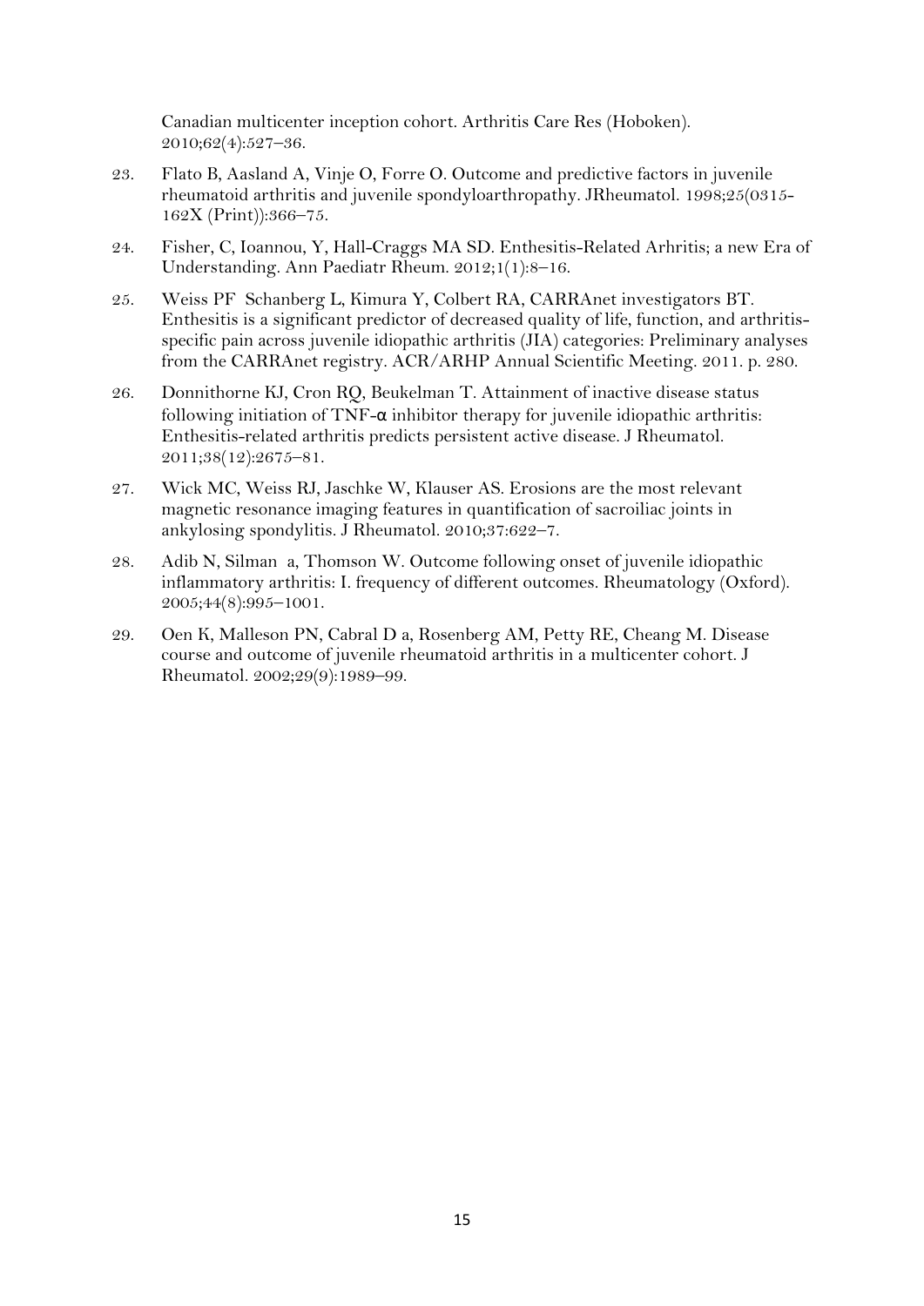Canadian multicenter inception cohort. Arthritis Care Res (Hoboken). 2010;62(4):527–36.

23. Flato B, Aasland A, Vinje O, Forre O. Outcome and predictive factors in juvenile rheumatoid arthritis and juvenile spondyloarthropathy. JRheumatol. 1998;25(0315-162X (Print)):366–75.
24. Fisher, C, Ioannou, Y, Hall-Craggs MA SD. Enthesitis-Related Arhritis; a new Era of Understanding. Ann Paediatr Rheum. 2012;1(1):8–16.
25. Weiss PF Schanberg L, Kimura Y, Colbert RA, CARRAnet investigators BT. Enthesitis is a significant predictor of decreased quality of life, function, and arthritis-specific pain across juvenile idiopathic arthritis (JIA) categories: Preliminary analyses from the CARRAnet registry. ACR/ARHP Annual Scientific Meeting. 2011. p. 280.
26. Donnithorne KJ, Cron RQ, Beukelman T. Attainment of inactive disease status following initiation of TNF-α inhibitor therapy for juvenile idiopathic arthritis: Enthesitis-related arthritis predicts persistent active disease. J Rheumatol. 2011;38(12):2675–81.
27. Wick MC, Weiss RJ, Jaschke W, Klauser AS. Erosions are the most relevant magnetic resonance imaging features in quantification of sacroiliac joints in ankylosing spondylitis. J Rheumatol. 2010;37:622–7.
28. Adib N, Silman a, Thomson W. Outcome following onset of juvenile idiopathic inflammatory arthritis: I. frequency of different outcomes. Rheumatology (Oxford). 2005;44(8):995–1001.
29. Oen K, Malleson PN, Cabral D a, Rosenberg AM, Petty RE, Cheang M. Disease course and outcome of juvenile rheumatoid arthritis in a multicenter cohort. J Rheumatol. 2002;29(9):1989–99.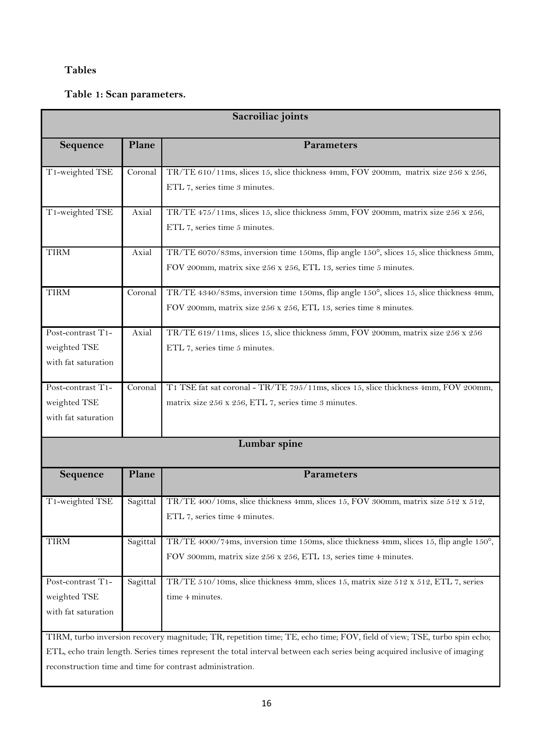## Tables

**Table 1: Scan parameters.**

| Sacroiliac joints | | |
|---|---|---|
| **Sequence** | **Plane** | **Parameters** |
| T1-weighted TSE | Coronal | TR/TE 610/11ms, slices 15, slice thickness 4mm, FOV 200mm, matrix size 256 x 256, ETL 7, series time 3 minutes. |
| T1-weighted TSE | Axial | TR/TE 475/11ms, slices 15, slice thickness 5mm, FOV 200mm, matrix size 256 x 256, ETL 7, series time 5 minutes. |
| TIRM | Axial | TR/TE 6070/83ms, inversion time 150ms, flip angle 150°, slices 15, slice thickness 5mm, FOV 200mm, matrix sixe 256 x 256, ETL 13, series time 5 minutes. |
| TIRM | Coronal | TR/TE 4340/83ms, inversion time 150ms, flip angle 150°, slices 15, slice thickness 4mm, FOV 200mm, matrix size 256 x 256, ETL 13, series time 8 minutes. |
| Post-contrast T1-weighted TSE with fat saturation | Axial | TR/TE 619/11ms, slices 15, slice thickness 5mm, FOV 200mm, matrix size 256 x 256 ETL 7, series time 5 minutes. |
| Post-contrast T1-weighted TSE with fat saturation | Coronal | T1 TSE fat sat coronal - TR/TE 795/11ms, slices 15, slice thickness 4mm, FOV 200mm, matrix size 256 x 256, ETL 7, series time 3 minutes. |
| **Lumbar spine** | | |
| **Sequence** | **Plane** | **Parameters** |
| T1-weighted TSE | Sagittal | TR/TE 400/10ms, slice thickness 4mm, slices 15, FOV 300mm, matrix size 512 x 512, ETL 7, series time 4 minutes. |
| TIRM | Sagittal | TR/TE 4000/74ms, inversion time 150ms, slice thickness 4mm, slices 15, flip angle 150°, FOV 300mm, matrix size 256 x 256, ETL 13, series time 4 minutes. |
| Post-contrast T1-weighted TSE with fat saturation | Sagittal | TR/TE 510/10ms, slice thickness 4mm, slices 15, matrix size 512 x 512, ETL 7, series time 4 minutes. |

TIRM, turbo inversion recovery magnitude; TR, repetition time; TE, echo time; FOV, field of view; TSE, turbo spin echo; ETL, echo train length. Series times represent the total interval between each series being acquired inclusive of imaging reconstruction time and time for contrast administration.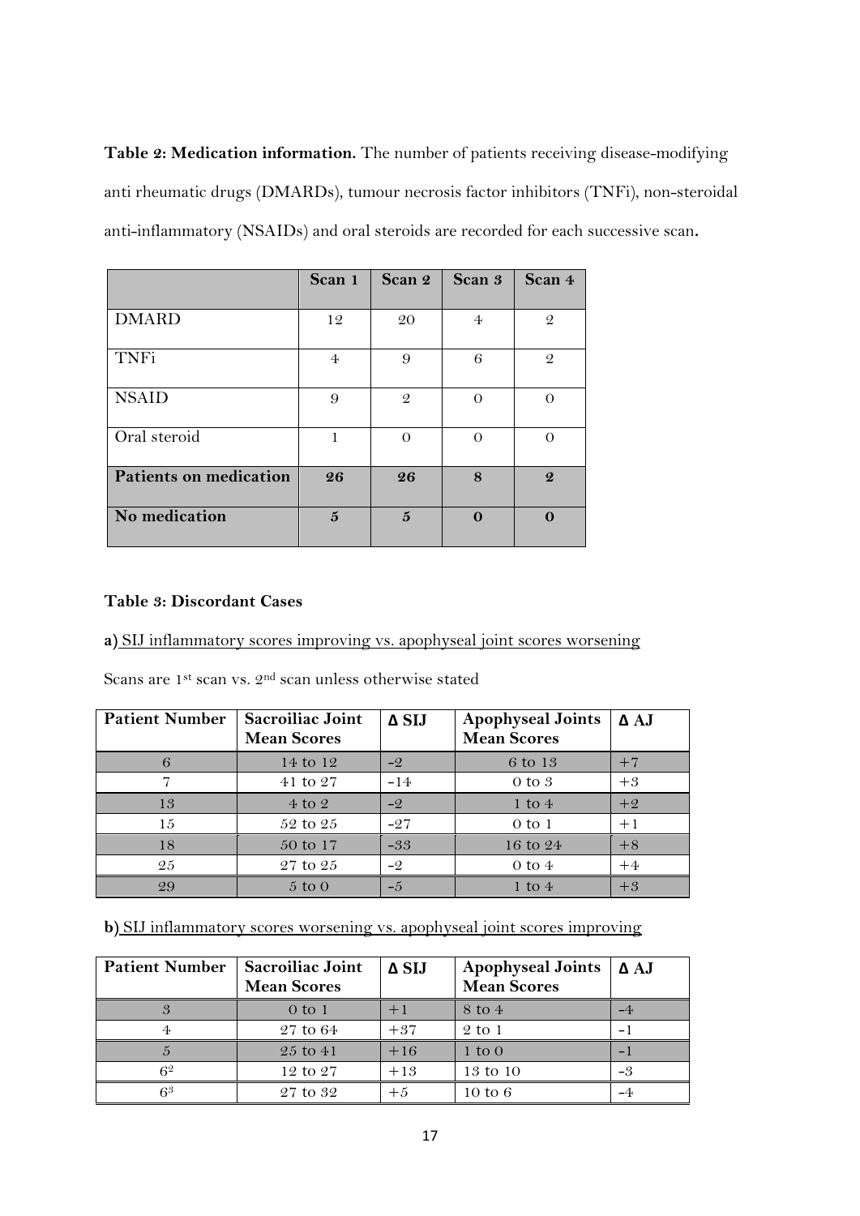**Table 2: Medication information.** The number of patients receiving disease-modifying anti rheumatic drugs (DMARDs), tumour necrosis factor inhibitors (TNFi), non-steroidal anti-inflammatory (NSAIDs) and oral steroids are recorded for each successive scan**.**

| | Scan 1 | Scan 2 | Scan 3 | Scan 4 |
|---|---|---|---|---|
| DMARD | 12 | 20 | 4 | 2 |
| TNFi | 4 | 9 | 6 | 2 |
| NSAID | 9 | 2 | 0 | 0 |
| Oral steroid | 1 | 0 | 0 | 0 |
| **Patients on medication** | **26** | **26** | **8** | **2** |
| **No medication** | **5** | **5** | **0** | **0** |

**Table 3: Discordant Cases**

**a)** SIJ inflammatory scores improving vs. apophyseal joint scores worsening

Scans are 1st scan vs. 2nd scan unless otherwise stated

| Patient Number | Sacroiliac Joint Mean Scores | Δ SIJ | Apophyseal Joints Mean Scores | Δ AJ |
|---|---|---|---|---|
| 6 | 14 to 12 | -2 | 6 to 13 | +7 |
| 7 | 41 to 27 | -14 | 0 to 3 | +3 |
| 13 | 4 to 2 | -2 | 1 to 4 | +2 |
| 15 | 52 to 25 | -27 | 0 to 1 | +1 |
| 18 | 50 to 17 | -33 | 16 to 24 | +8 |
| 25 | 27 to 25 | -2 | 0 to 4 | +4 |
| 29 | 5 to 0 | -5 | 1 to 4 | +3 |

**b)** SIJ inflammatory scores worsening vs. apophyseal joint scores improving

| Patient Number | Sacroiliac Joint Mean Scores | Δ SIJ | Apophyseal Joints Mean Scores | Δ AJ |
|---|---|---|---|---|
| 3 | 0 to 1 | +1 | 8 to 4 | -4 |
| 4 | 27 to 64 | +37 | 2 to 1 | -1 |
| 5 | 25 to 41 | +16 | 1 to 0 | -1 |
| 6[2] | 12 to 27 | +13 | 13 to 10 | -3 |
| 6[3] | 27 to 32 | +5 | 10 to 6 | -4 |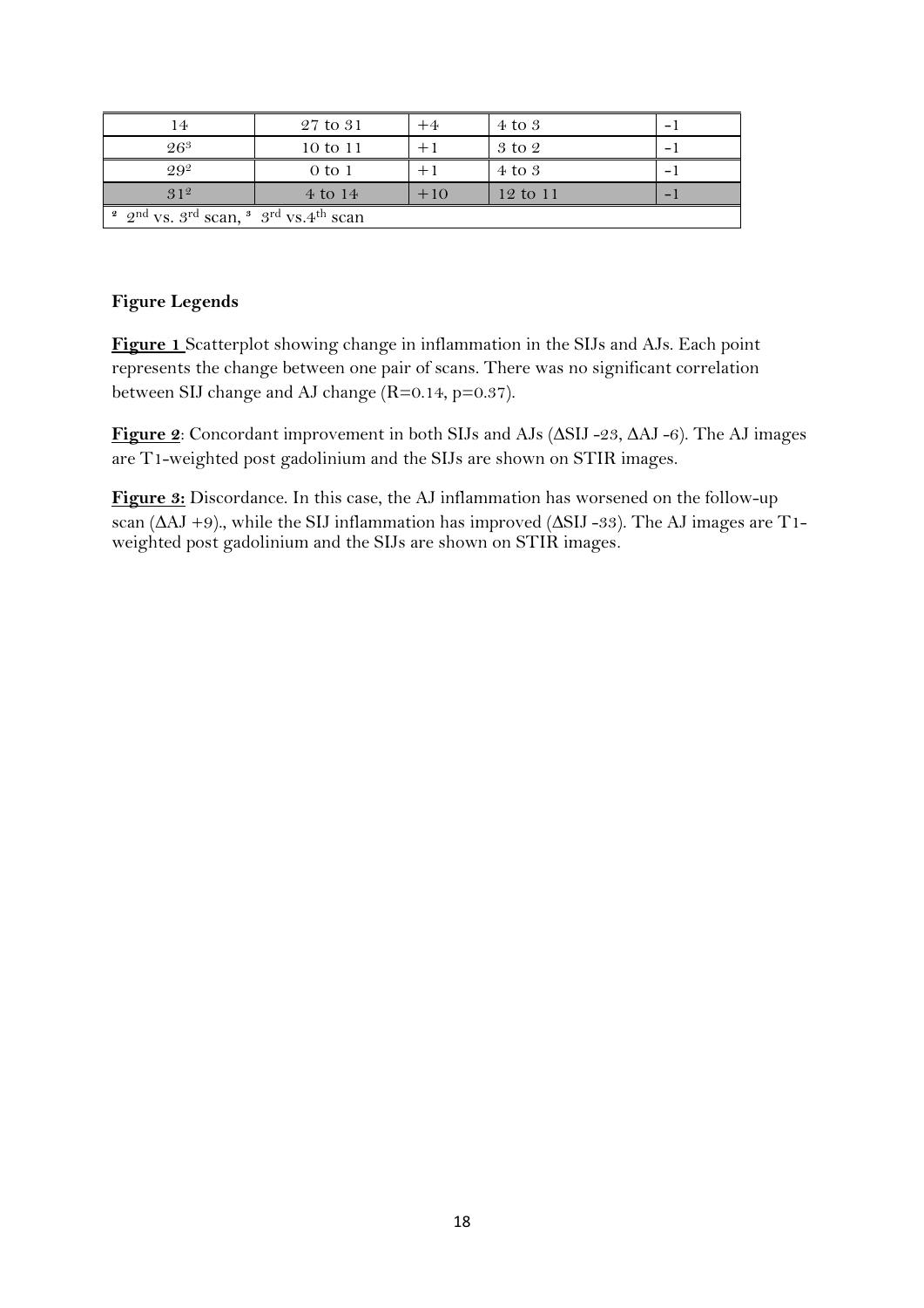| | | | | |
|---|---|---|---|---|
| 14 | 27 to 31 | +4 | 4 to 3 | -1 |
| 26[3] | 10 to 11 | +1 | 3 to 2 | -1 |
| 29[2] | 0 to 1 | +1 | 4 to 3 | -1 |
| 31[2] | 4 to 14 | +10 | 12 to 11 | -1 |
| [2] 2nd vs. 3rd scan, [3] 3rd vs.4th scan | | | | |

**Figure Legends**

**Figure 1** Scatterplot showing change in inflammation in the SIJs and AJs. Each point represents the change between one pair of scans. There was no significant correlation between SIJ change and AJ change (R=0.14, p=0.37).

**Figure 2**: Concordant improvement in both SIJs and AJs (ΔSIJ -23, ΔAJ -6). The AJ images are T1-weighted post gadolinium and the SIJs are shown on STIR images.

**Figure 3:** Discordance. In this case, the AJ inflammation has worsened on the follow-up scan (ΔAJ +9)., while the SIJ inflammation has improved (ΔSIJ -33). The AJ images are T1-weighted post gadolinium and the SIJs are shown on STIR images.